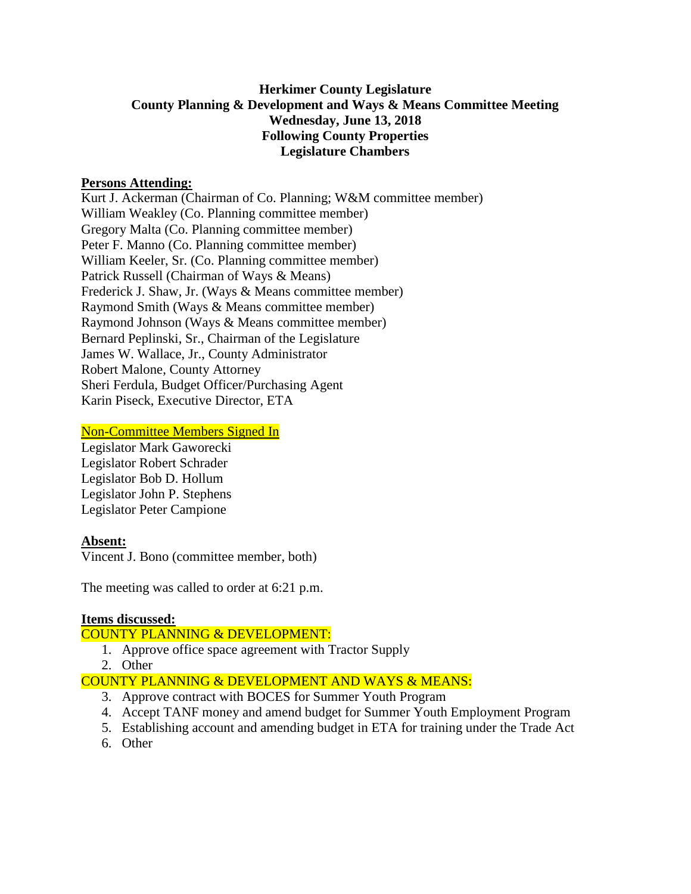**Herkimer County Legislature**
**County Planning & Development and Ways & Means Committee Meeting**
**Wednesday, June 13, 2018**
**Following County Properties**
**Legislature Chambers**

**Persons Attending:**

Kurt J. Ackerman (Chairman of Co. Planning; W&M committee member)
William Weakley (Co. Planning committee member)
Gregory Malta (Co. Planning committee member)
Peter F. Manno (Co. Planning committee member)
William Keeler, Sr. (Co. Planning committee member)
Patrick Russell (Chairman of Ways & Means)
Frederick J. Shaw, Jr. (Ways & Means committee member)
Raymond Smith (Ways & Means committee member)
Raymond Johnson (Ways & Means committee member)
Bernard Peplinski, Sr., Chairman of the Legislature
James W. Wallace, Jr., County Administrator
Robert Malone, County Attorney
Sheri Ferdula, Budget Officer/Purchasing Agent
Karin Piseck, Executive Director, ETA

Non-Committee Members Signed In

Legislator Mark Gaworecki
Legislator Robert Schrader
Legislator Bob D. Hollum
Legislator John P. Stephens
Legislator Peter Campione

**Absent:**

Vincent J. Bono (committee member, both)

The meeting was called to order at 6:21 p.m.

**Items discussed:**

COUNTY PLANNING & DEVELOPMENT:

1. Approve office space agreement with Tractor Supply
2. Other

COUNTY PLANNING & DEVELOPMENT AND WAYS & MEANS:

3. Approve contract with BOCES for Summer Youth Program
4. Accept TANF money and amend budget for Summer Youth Employment Program
5. Establishing account and amending budget in ETA for training under the Trade Act
6. Other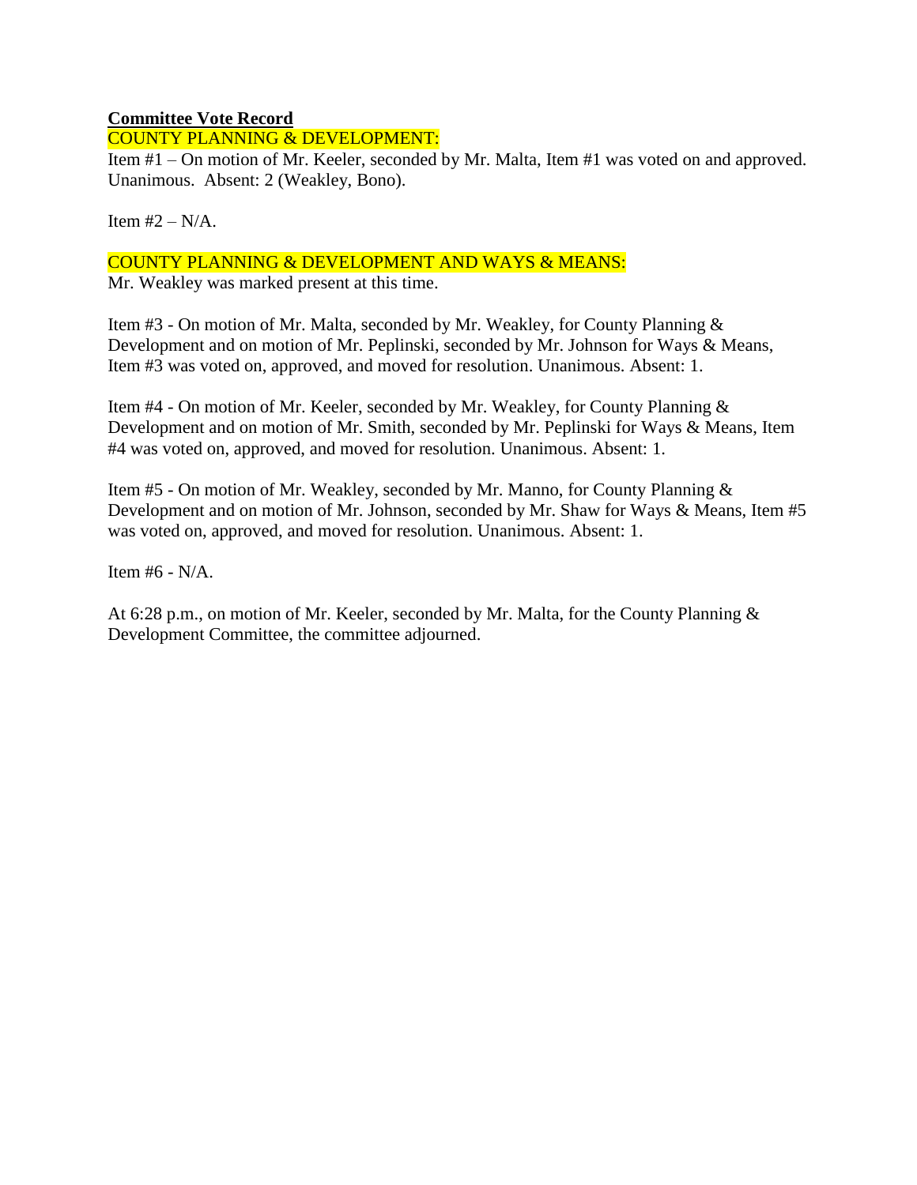**Committee Vote Record**

COUNTY PLANNING & DEVELOPMENT:

Item #1 – On motion of Mr. Keeler, seconded by Mr. Malta, Item #1 was voted on and approved. Unanimous. Absent: 2 (Weakley, Bono).

Item #2 – N/A.

COUNTY PLANNING & DEVELOPMENT AND WAYS & MEANS:

Mr. Weakley was marked present at this time.

Item #3 - On motion of Mr. Malta, seconded by Mr. Weakley, for County Planning & Development and on motion of Mr. Peplinski, seconded by Mr. Johnson for Ways & Means, Item #3 was voted on, approved, and moved for resolution. Unanimous. Absent: 1.

Item #4 - On motion of Mr. Keeler, seconded by Mr. Weakley, for County Planning & Development and on motion of Mr. Smith, seconded by Mr. Peplinski for Ways & Means, Item #4 was voted on, approved, and moved for resolution. Unanimous. Absent: 1.

Item #5 - On motion of Mr. Weakley, seconded by Mr. Manno, for County Planning & Development and on motion of Mr. Johnson, seconded by Mr. Shaw for Ways & Means, Item #5 was voted on, approved, and moved for resolution. Unanimous. Absent: 1.

Item #6 - N/A.

At 6:28 p.m., on motion of Mr. Keeler, seconded by Mr. Malta, for the County Planning & Development Committee, the committee adjourned.